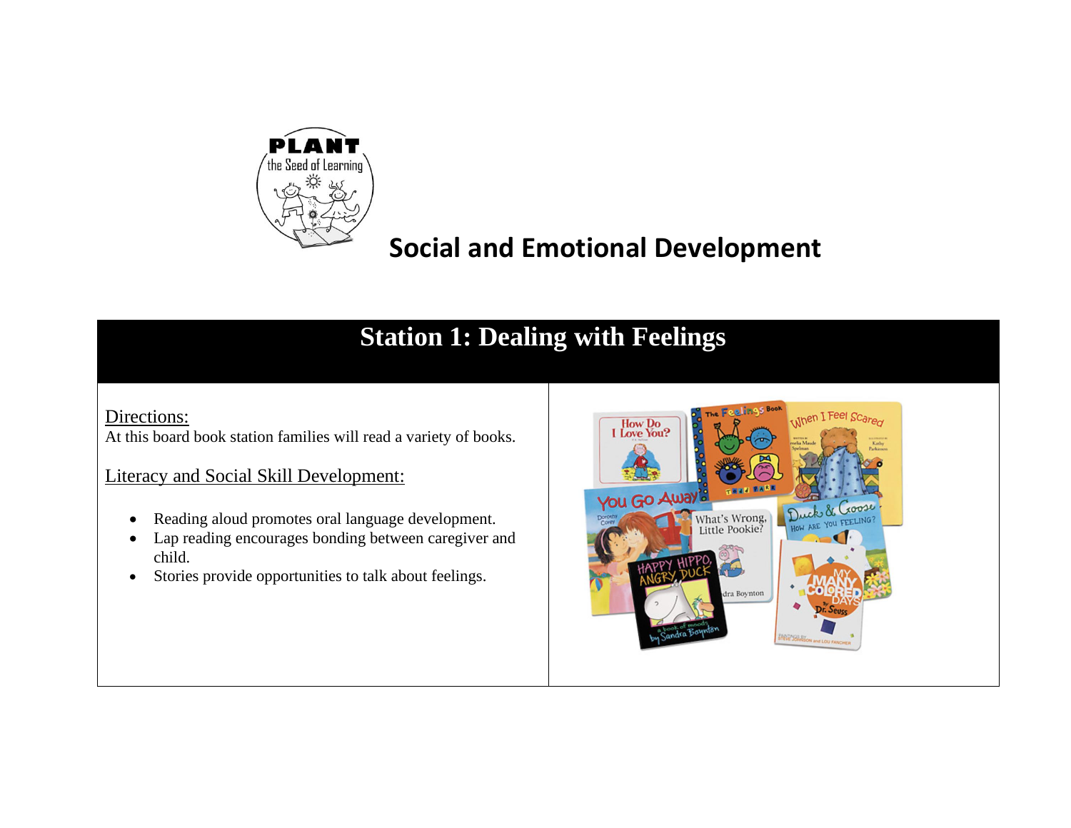# Social and Emotional Development

## Station 1: Dealing with Feelings

Directions:
At this board book station families will read a variety of books.

Literacy and Social Skill Development:

- Reading aloud promotes oral language development.
- Lap reading encourages bonding between caregiver and child.
- Stories provide opportunities to talk about feelings.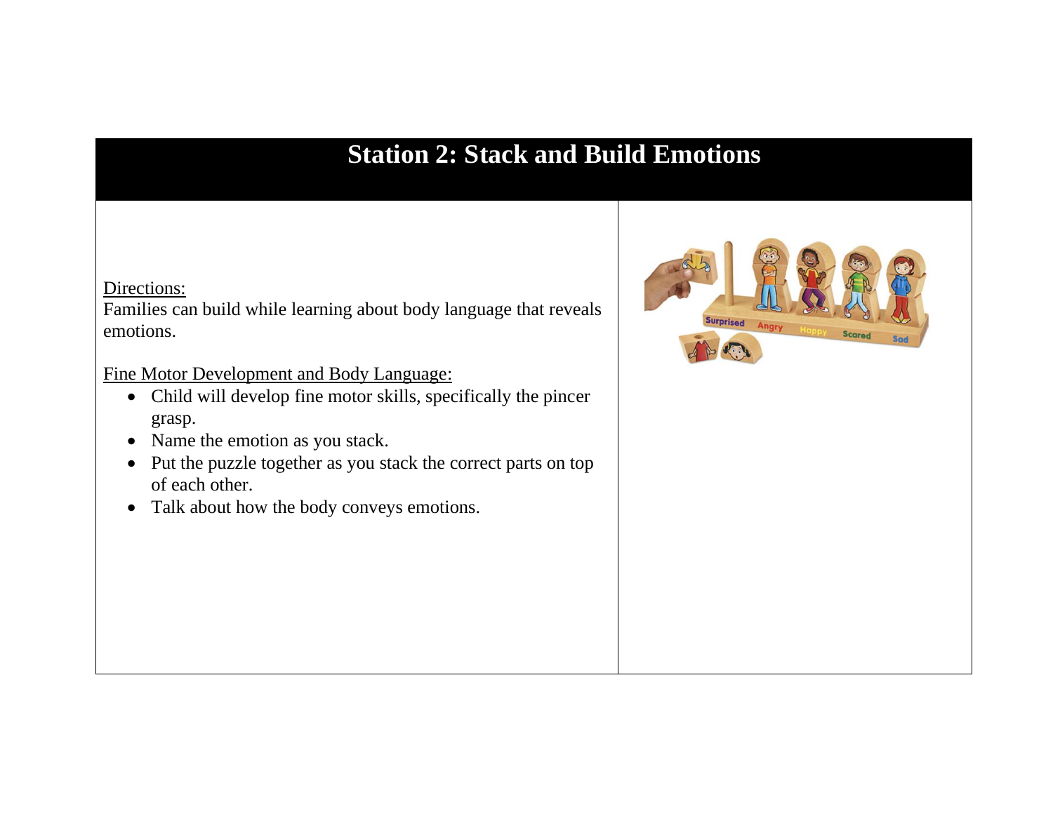# Station 2: Stack and Build Emotions

<u>Directions:</u>
Families can build while learning about body language that reveals emotions.

<u>Fine Motor Development and Body Language:</u>

- Child will develop fine motor skills, specifically the pincer grasp.
- Name the emotion as you stack.
- Put the puzzle together as you stack the correct parts on top of each other.
- Talk about how the body conveys emotions.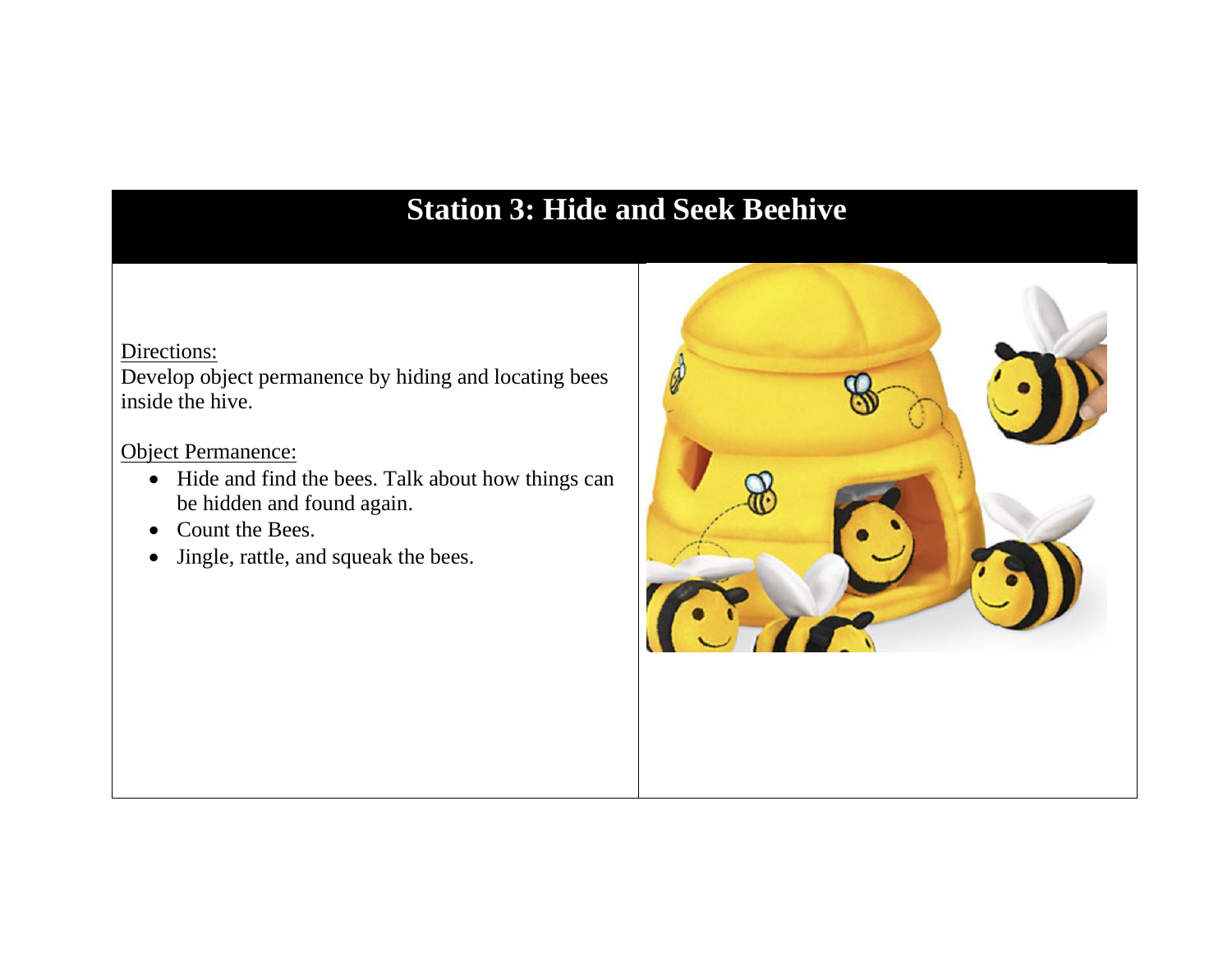# Station 3: Hide and Seek Beehive

Directions:
Develop object permanence by hiding and locating bees inside the hive.

Object Permanence:

- Hide and find the bees. Talk about how things can be hidden and found again.
- Count the Bees.
- Jingle, rattle, and squeak the bees.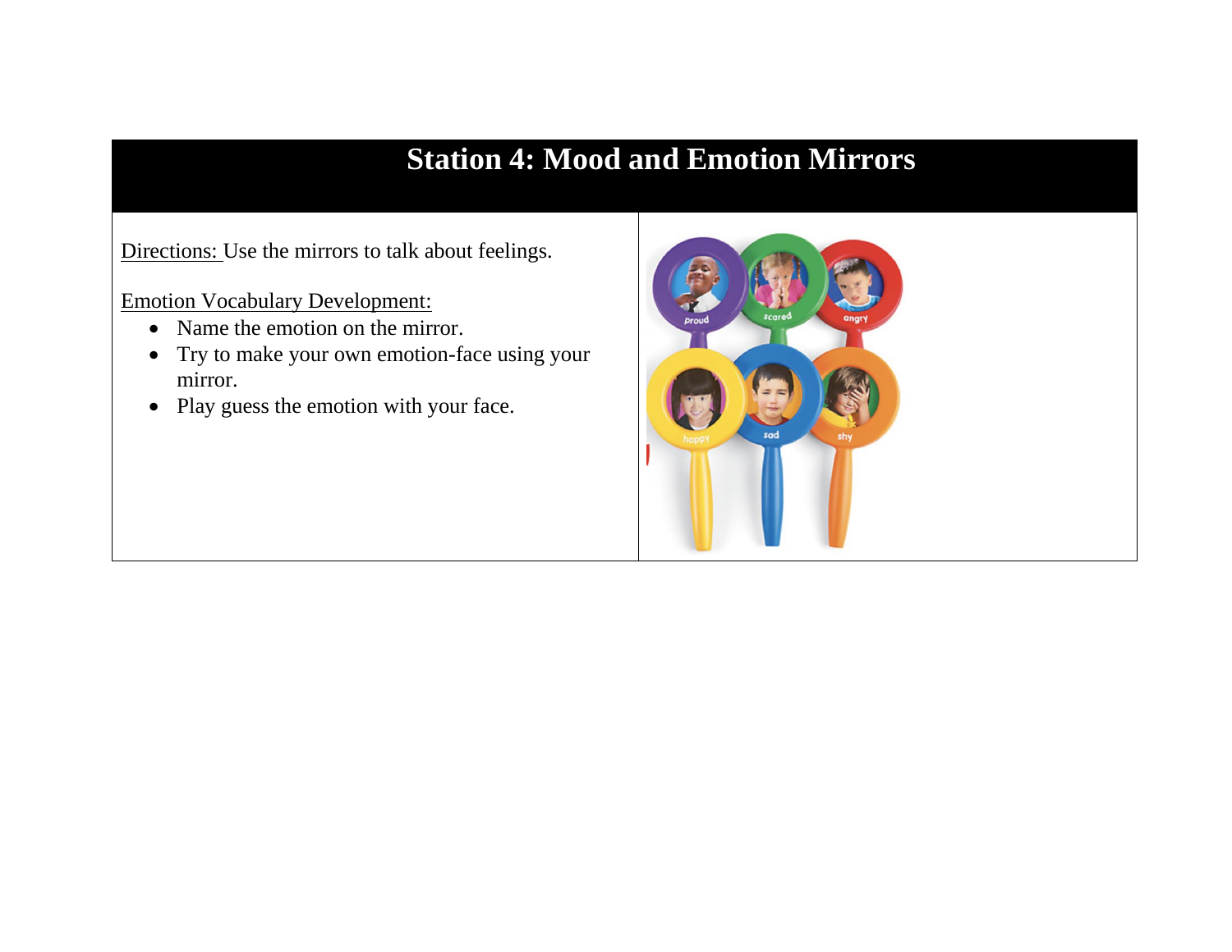# Station 4: Mood and Emotion Mirrors

Directions: Use the mirrors to talk about feelings.

Emotion Vocabulary Development:

- Name the emotion on the mirror.
- Try to make your own emotion-face using your mirror.
- Play guess the emotion with your face.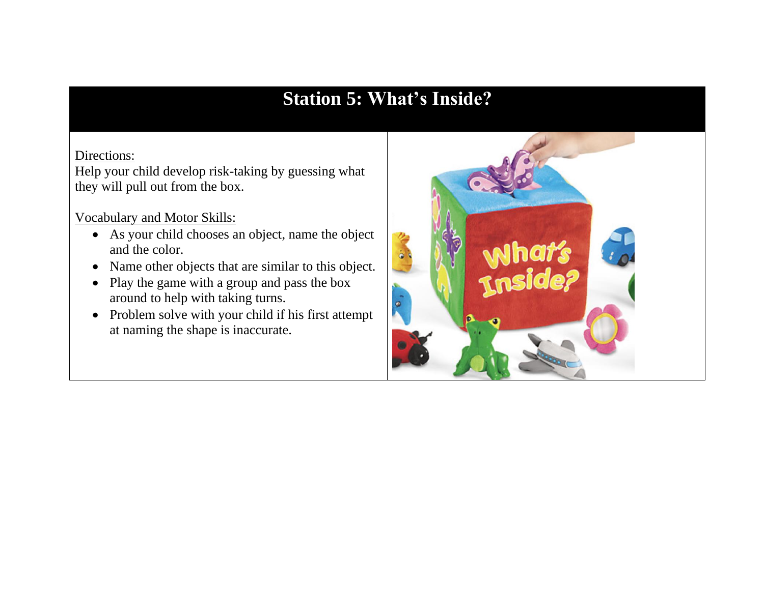# Station 5: What's Inside?

<u>Directions:</u>
Help your child develop risk-taking by guessing what they will pull out from the box.

<u>Vocabulary and Motor Skills:</u>

- As your child chooses an object, name the object and the color.
- Name other objects that are similar to this object.
- Play the game with a group and pass the box around to help with taking turns.
- Problem solve with your child if his first attempt at naming the shape is inaccurate.